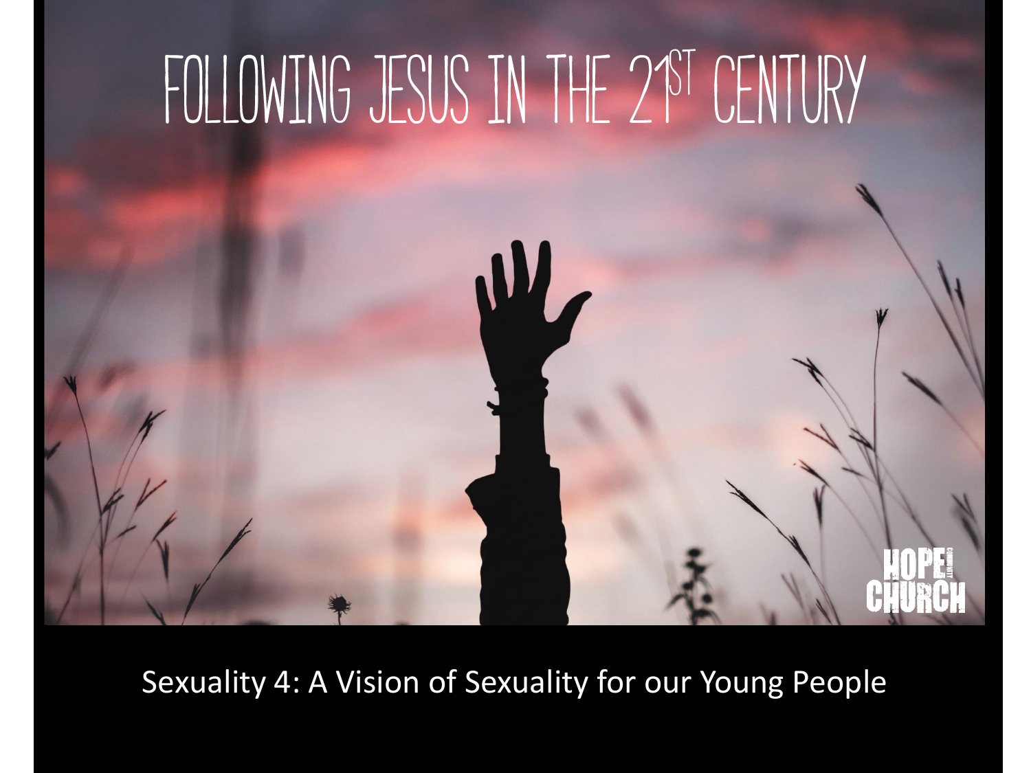# FOLLOWING JESUS IN THE 21ST CENTURY

HOPE COMMUNITY CHURCH

Sexuality 4: A Vision of Sexuality for our Young People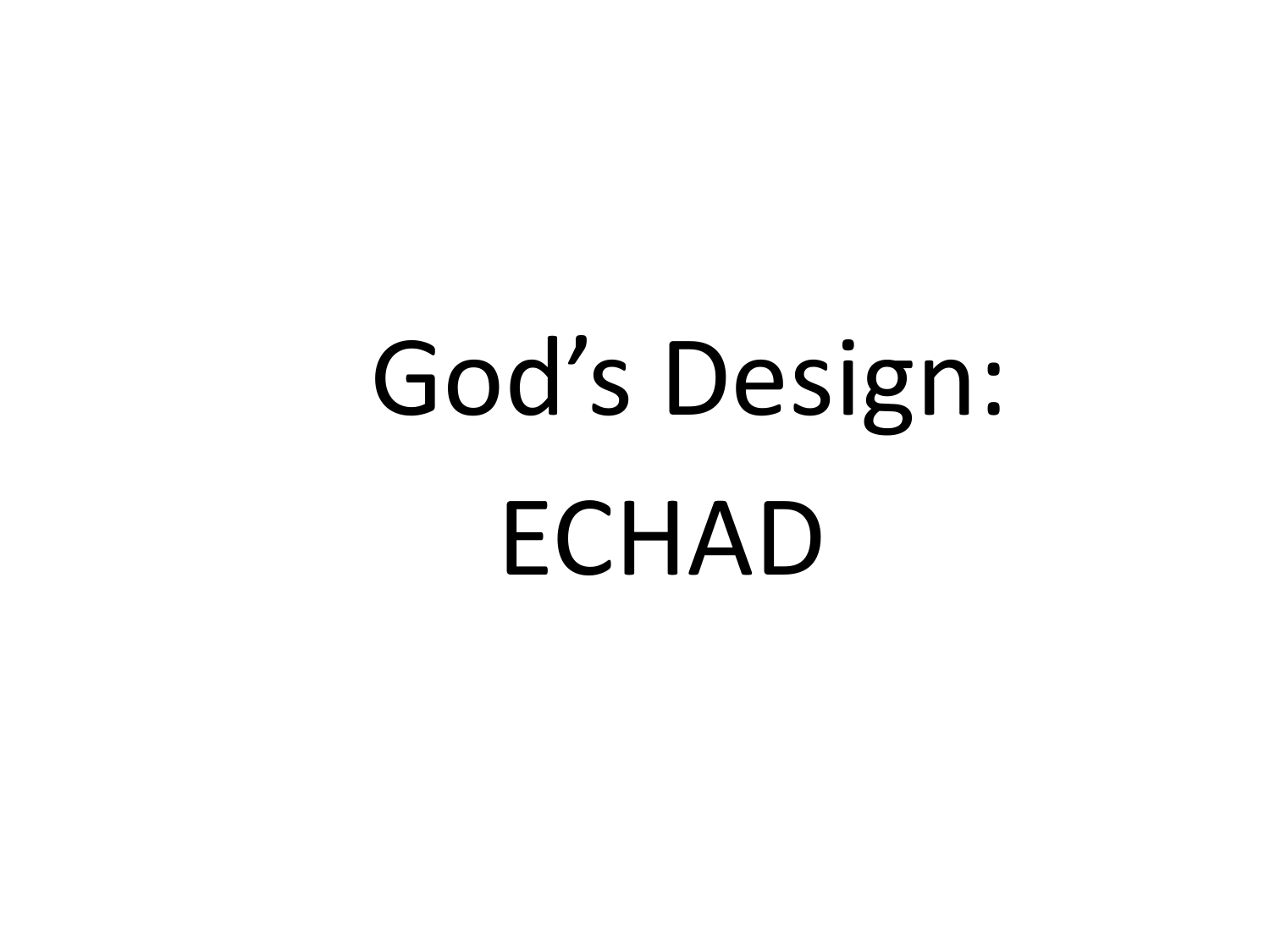# God's Design:

# ECHAD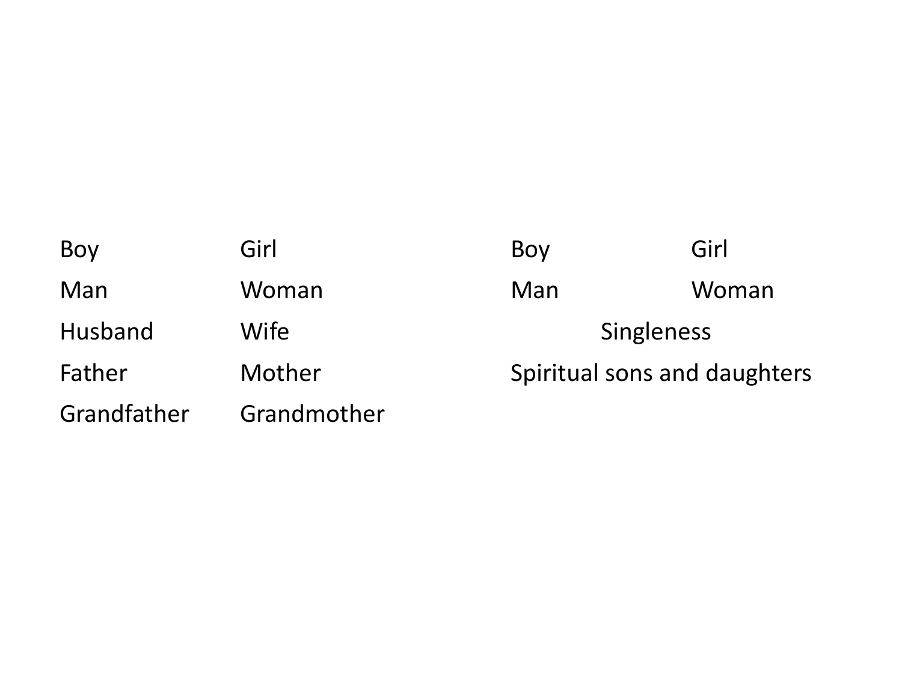| Boy | Girl |
| --- | --- |
| Man | Woman |
| Husband | Wife |
| Father | Mother |
| Grandfather | Grandmother |

| Boy | Girl |
| --- | --- |
| Man | Woman |
| Singleness | |
| Spiritual sons and daughters | |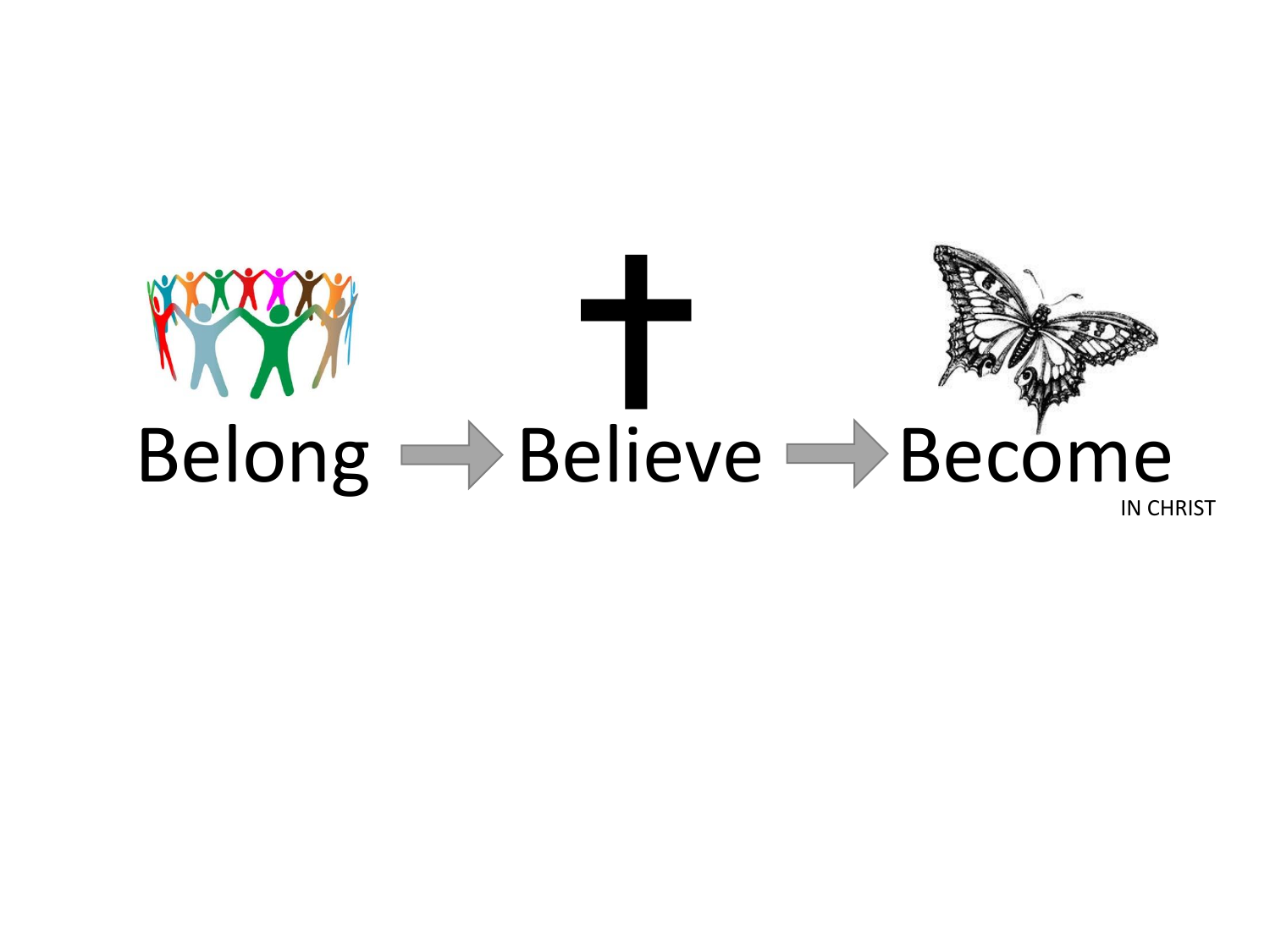Belong → Believe → Become

IN CHRIST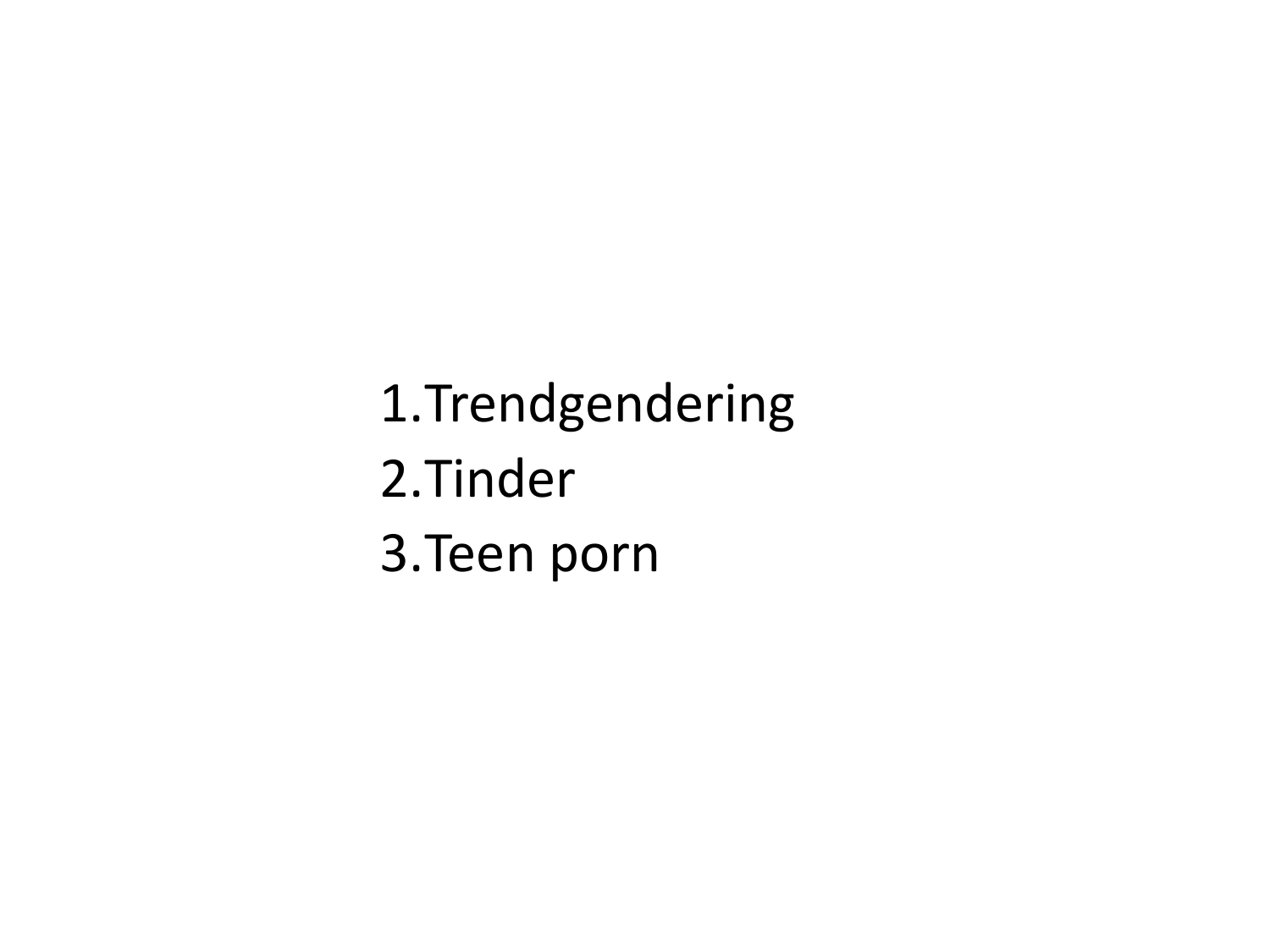1. Trendgendering
2. Tinder
3. Teen porn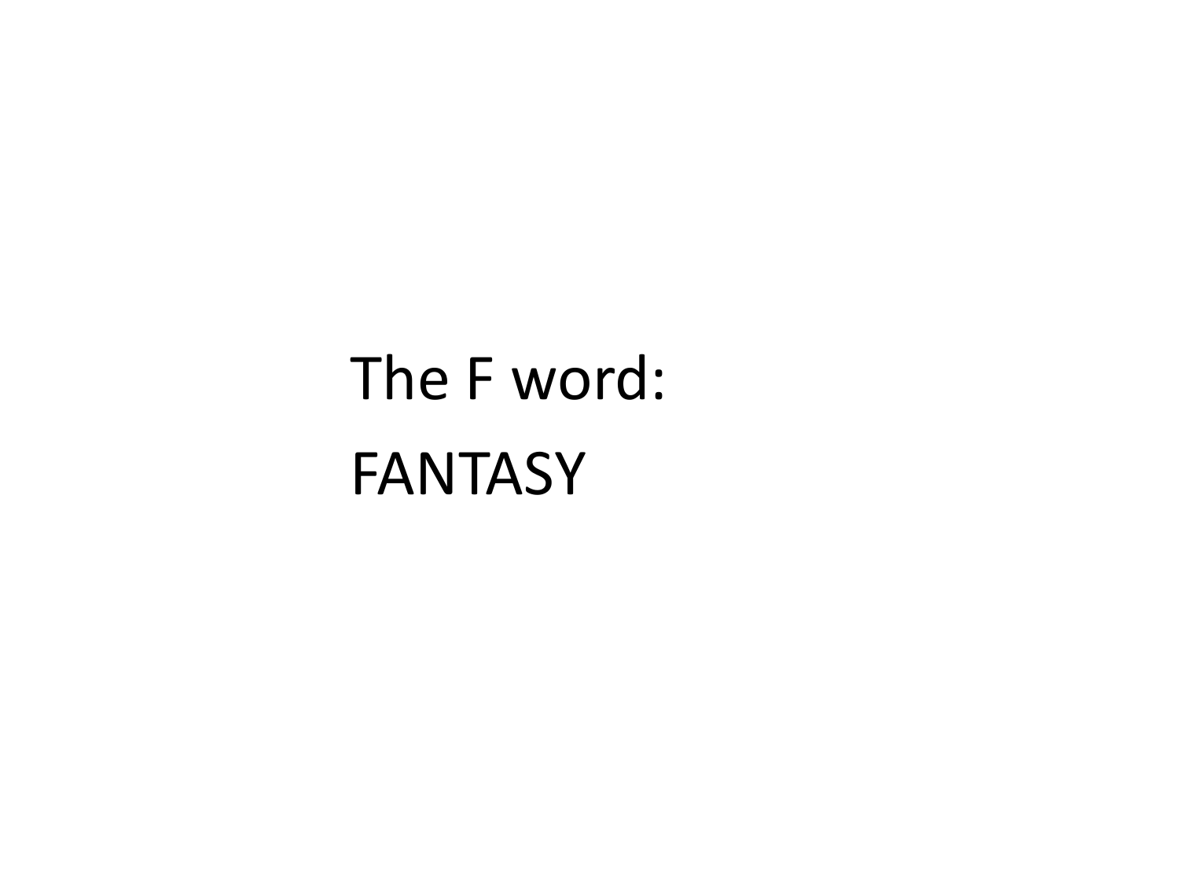The F word:

FANTASY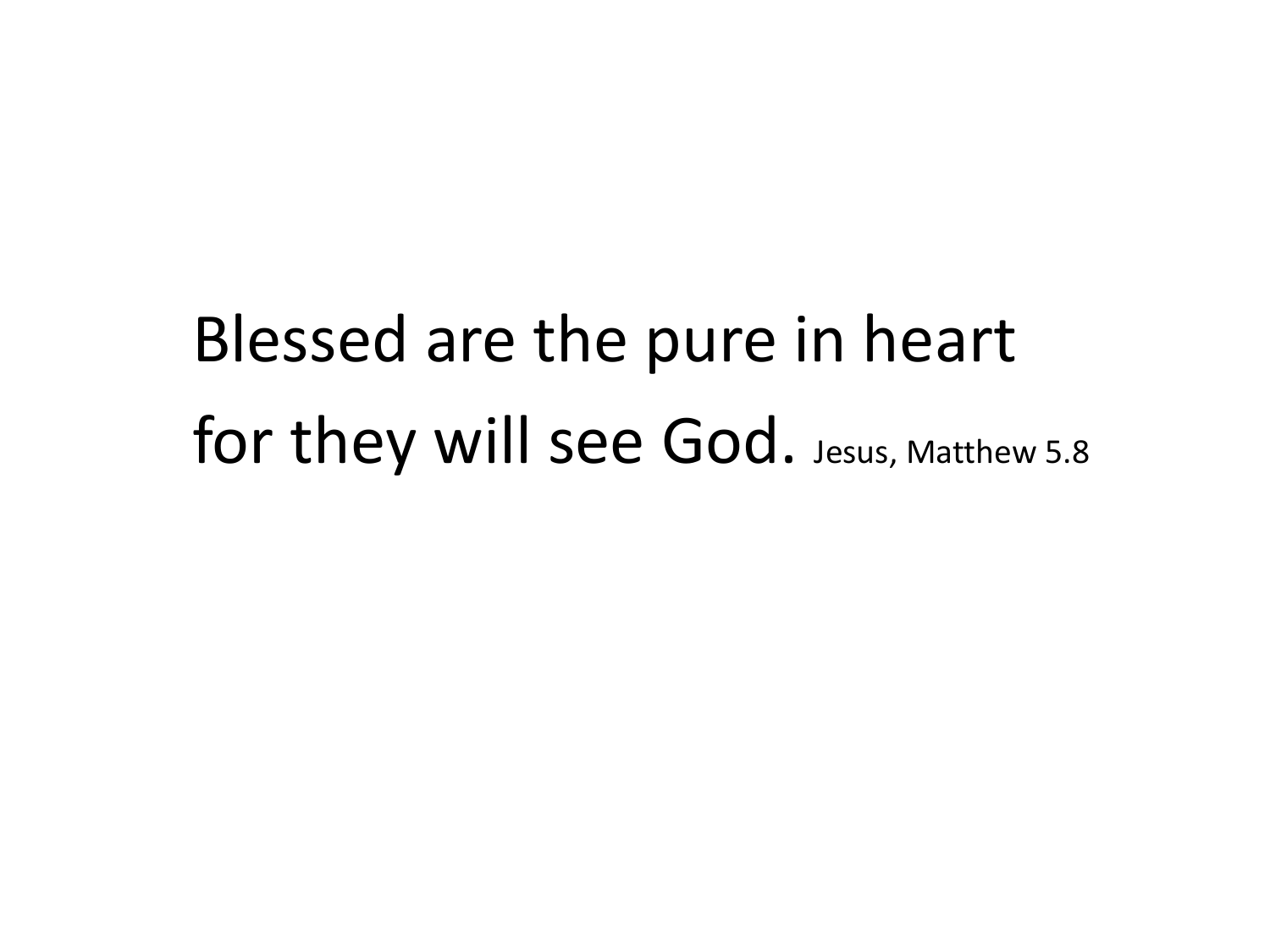Blessed are the pure in heart
for they will see God. Jesus, Matthew 5.8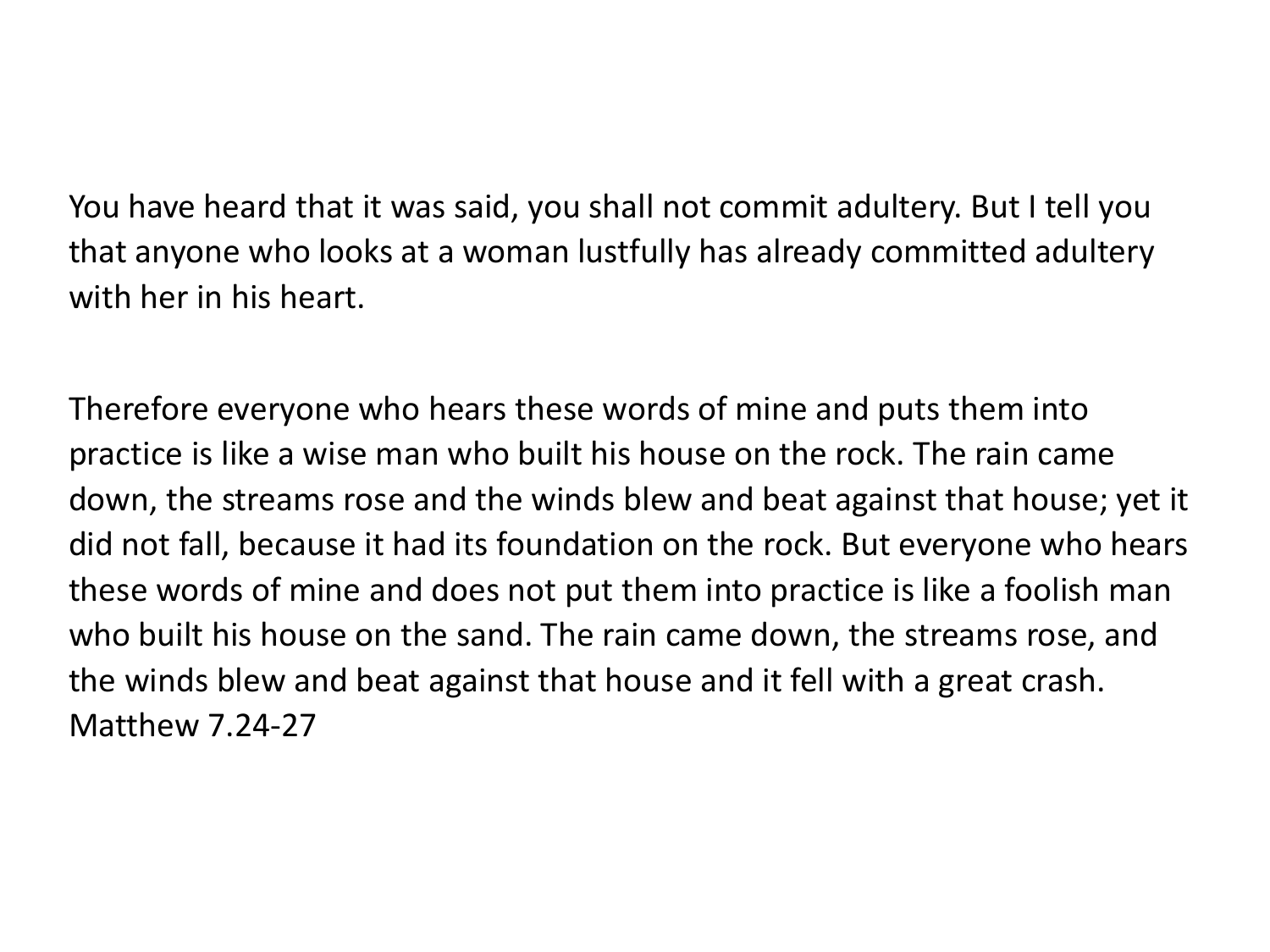You have heard that it was said, you shall not commit adultery. But I tell you that anyone who looks at a woman lustfully has already committed adultery with her in his heart.

Therefore everyone who hears these words of mine and puts them into practice is like a wise man who built his house on the rock. The rain came down, the streams rose and the winds blew and beat against that house; yet it did not fall, because it had its foundation on the rock. But everyone who hears these words of mine and does not put them into practice is like a foolish man who built his house on the sand. The rain came down, the streams rose, and the winds blew and beat against that house and it fell with a great crash. Matthew 7.24-27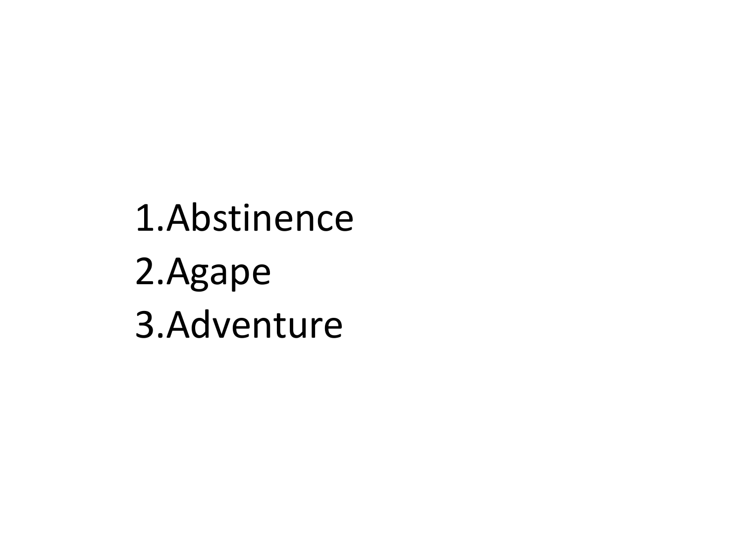1. Abstinence
2. Agape
3. Adventure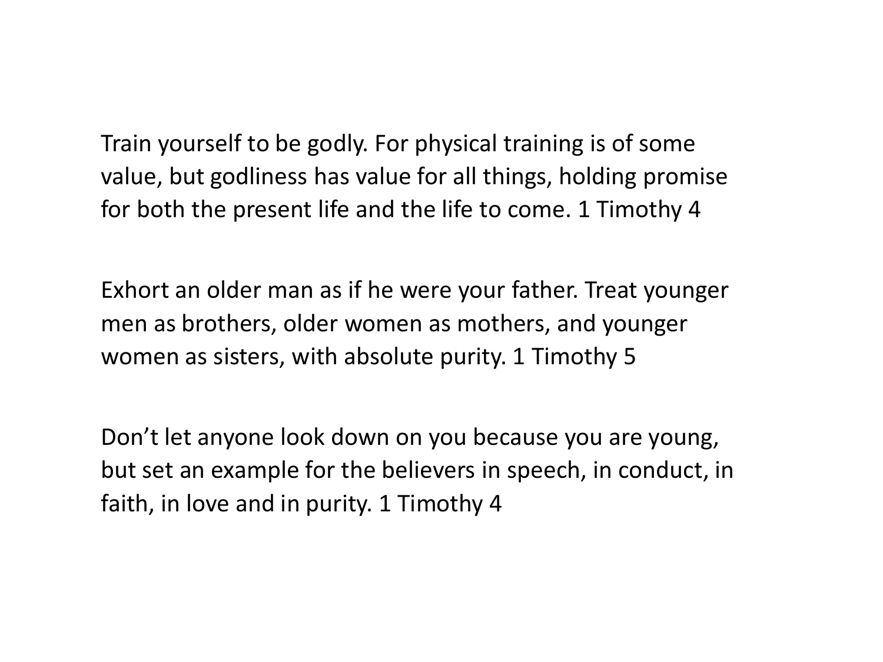Train yourself to be godly. For physical training is of some value, but godliness has value for all things, holding promise for both the present life and the life to come. 1 Timothy 4

Exhort an older man as if he were your father. Treat younger men as brothers, older women as mothers, and younger women as sisters, with absolute purity. 1 Timothy 5

Don’t let anyone look down on you because you are young, but set an example for the believers in speech, in conduct, in faith, in love and in purity. 1 Timothy 4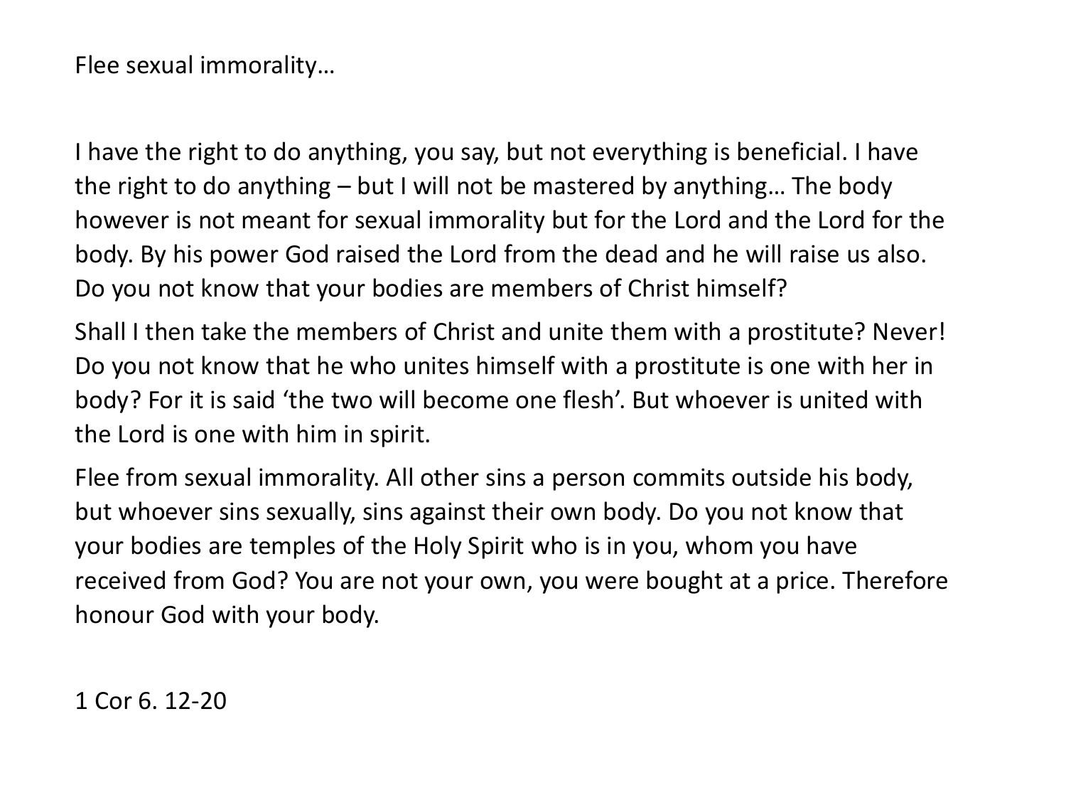Flee sexual immorality…

I have the right to do anything, you say, but not everything is beneficial. I have the right to do anything – but I will not be mastered by anything… The body however is not meant for sexual immorality but for the Lord and the Lord for the body. By his power God raised the Lord from the dead and he will raise us also. Do you not know that your bodies are members of Christ himself?

Shall I then take the members of Christ and unite them with a prostitute? Never! Do you not know that he who unites himself with a prostitute is one with her in body? For it is said 'the two will become one flesh'. But whoever is united with the Lord is one with him in spirit.

Flee from sexual immorality. All other sins a person commits outside his body, but whoever sins sexually, sins against their own body. Do you not know that your bodies are temples of the Holy Spirit who is in you, whom you have received from God? You are not your own, you were bought at a price. Therefore honour God with your body.

1 Cor 6. 12-20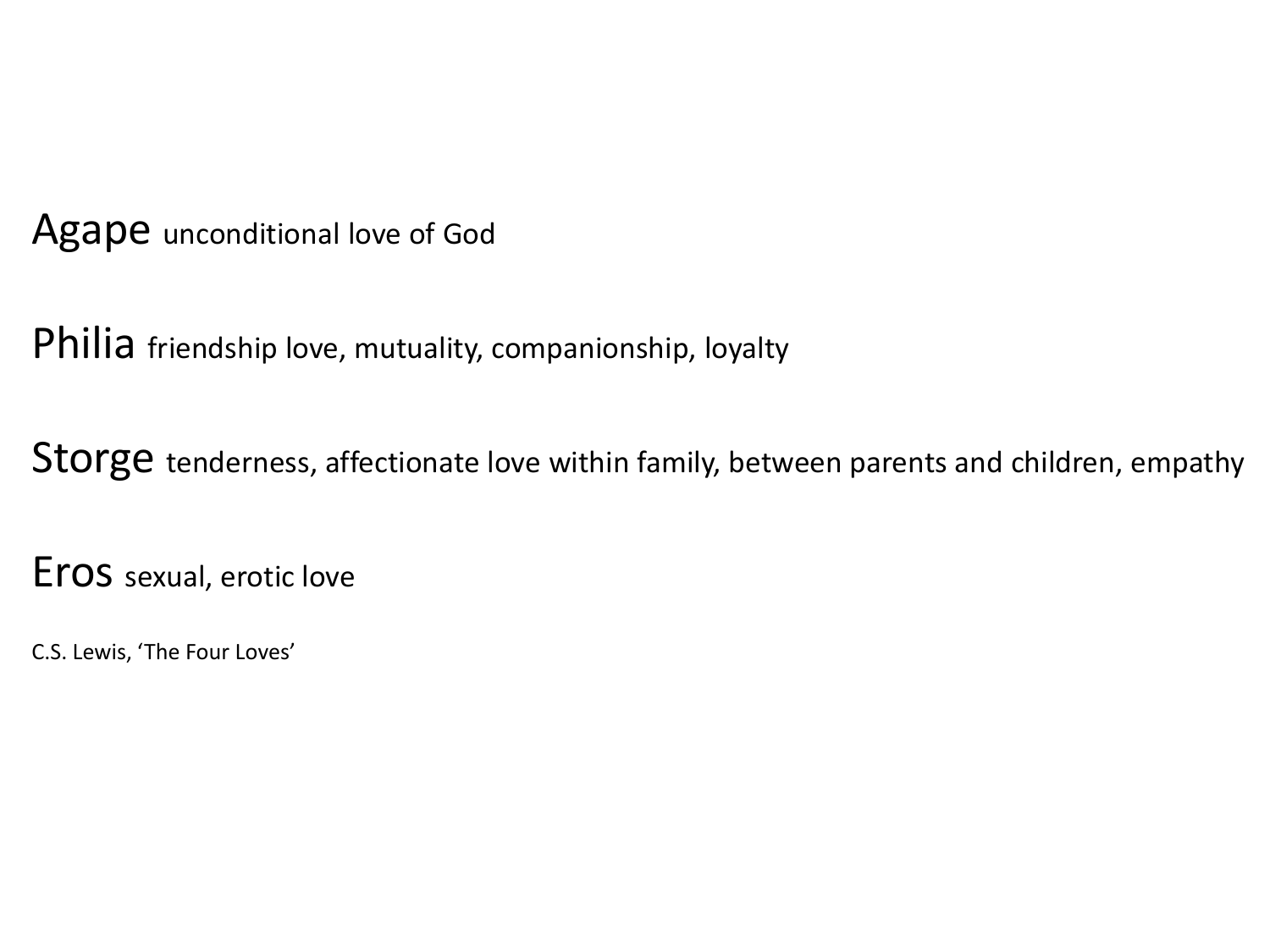**Agape** unconditional love of God

**Philia** friendship love, mutuality, companionship, loyalty

**Storge** tenderness, affectionate love within family, between parents and children, empathy

**Eros** sexual, erotic love

C.S. Lewis, ‘The Four Loves’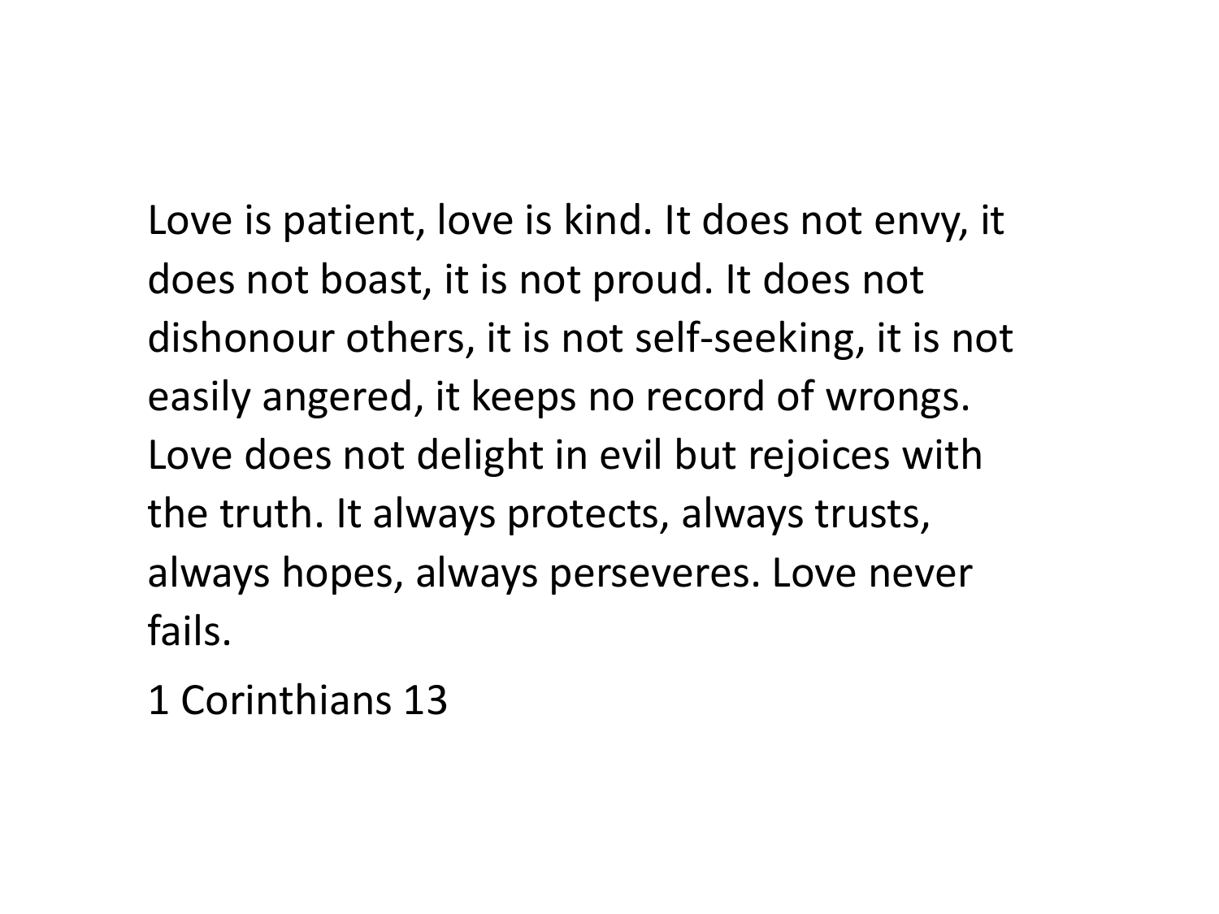Love is patient, love is kind. It does not envy, it does not boast, it is not proud. It does not dishonour others, it is not self-seeking, it is not easily angered, it keeps no record of wrongs. Love does not delight in evil but rejoices with the truth. It always protects, always trusts, always hopes, always perseveres. Love never fails.

1 Corinthians 13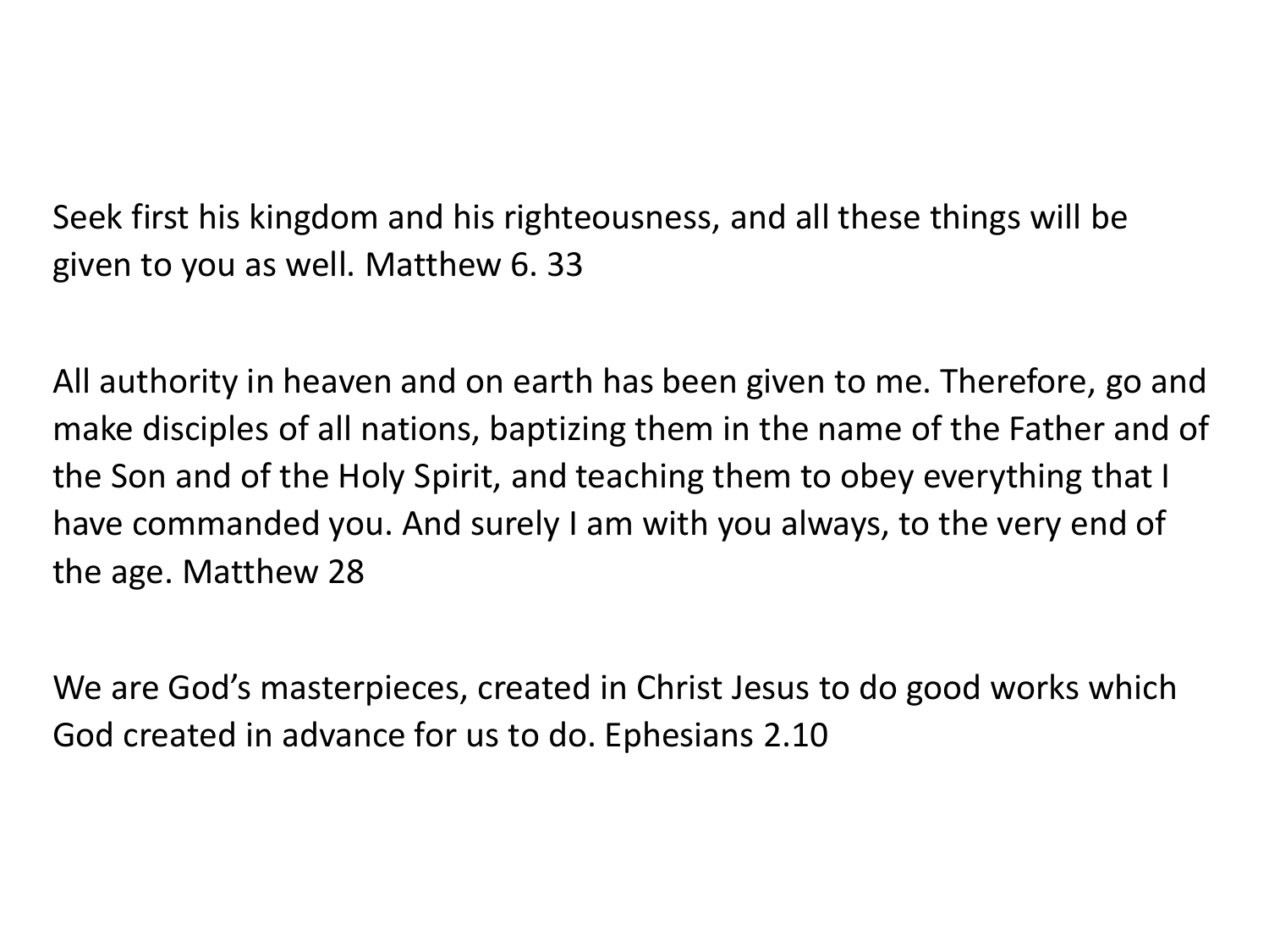Seek first his kingdom and his righteousness, and all these things will be given to you as well. Matthew 6. 33

All authority in heaven and on earth has been given to me. Therefore, go and make disciples of all nations, baptizing them in the name of the Father and of the Son and of the Holy Spirit, and teaching them to obey everything that I have commanded you. And surely I am with you always, to the very end of the age. Matthew 28

We are God's masterpieces, created in Christ Jesus to do good works which God created in advance for us to do. Ephesians 2.10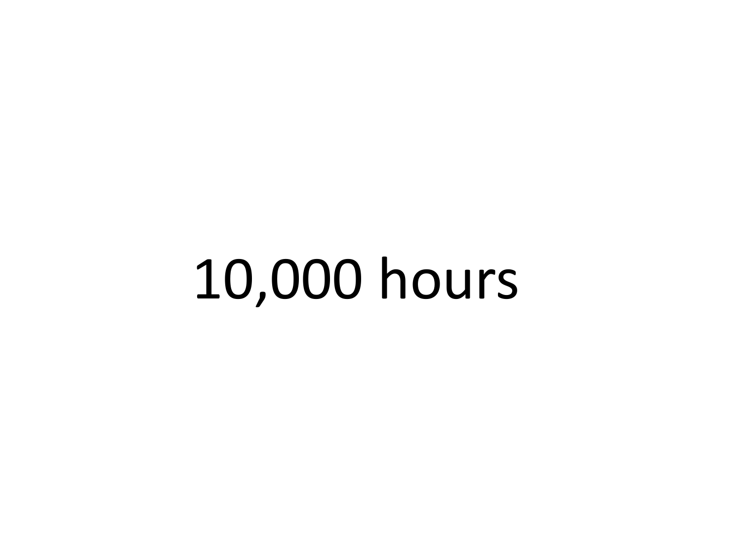10,000 hours